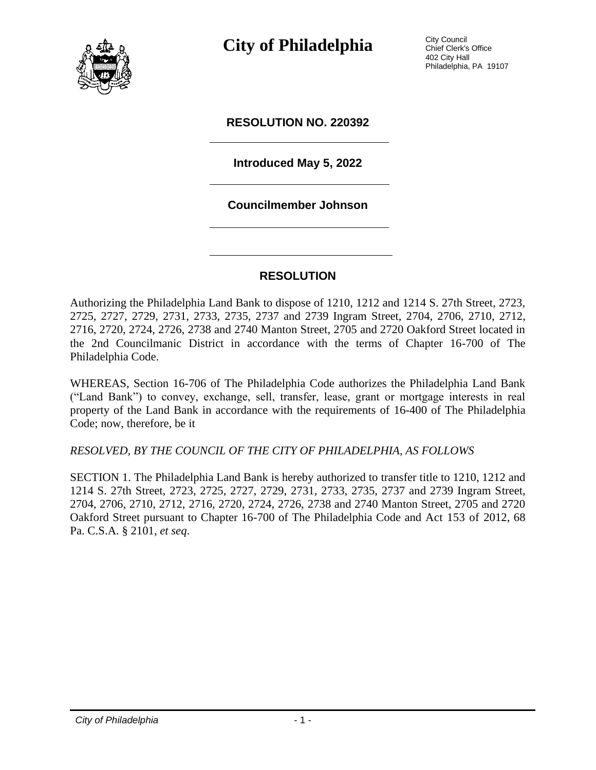# City of Philadelphia

City Council
Chief Clerk's Office
402 City Hall
Philadelphia, PA 19107

**RESOLUTION NO. 220392**

**Introduced May 5, 2022**

**Councilmember Johnson**

## RESOLUTION

Authorizing the Philadelphia Land Bank to dispose of 1210, 1212 and 1214 S. 27th Street, 2723, 2725, 2727, 2729, 2731, 2733, 2735, 2737 and 2739 Ingram Street, 2704, 2706, 2710, 2712, 2716, 2720, 2724, 2726, 2738 and 2740 Manton Street, 2705 and 2720 Oakford Street located in the 2nd Councilmanic District in accordance with the terms of Chapter 16-700 of The Philadelphia Code.

WHEREAS, Section 16-706 of The Philadelphia Code authorizes the Philadelphia Land Bank ("Land Bank") to convey, exchange, sell, transfer, lease, grant or mortgage interests in real property of the Land Bank in accordance with the requirements of 16-400 of The Philadelphia Code; now, therefore, be it

*RESOLVED, BY THE COUNCIL OF THE CITY OF PHILADELPHIA, AS FOLLOWS*

SECTION 1. The Philadelphia Land Bank is hereby authorized to transfer title to 1210, 1212 and 1214 S. 27th Street, 2723, 2725, 2727, 2729, 2731, 2733, 2735, 2737 and 2739 Ingram Street, 2704, 2706, 2710, 2712, 2716, 2720, 2724, 2726, 2738 and 2740 Manton Street, 2705 and 2720 Oakford Street pursuant to Chapter 16-700 of The Philadelphia Code and Act 153 of 2012, 68 Pa. C.S.A. § 2101, *et seq*.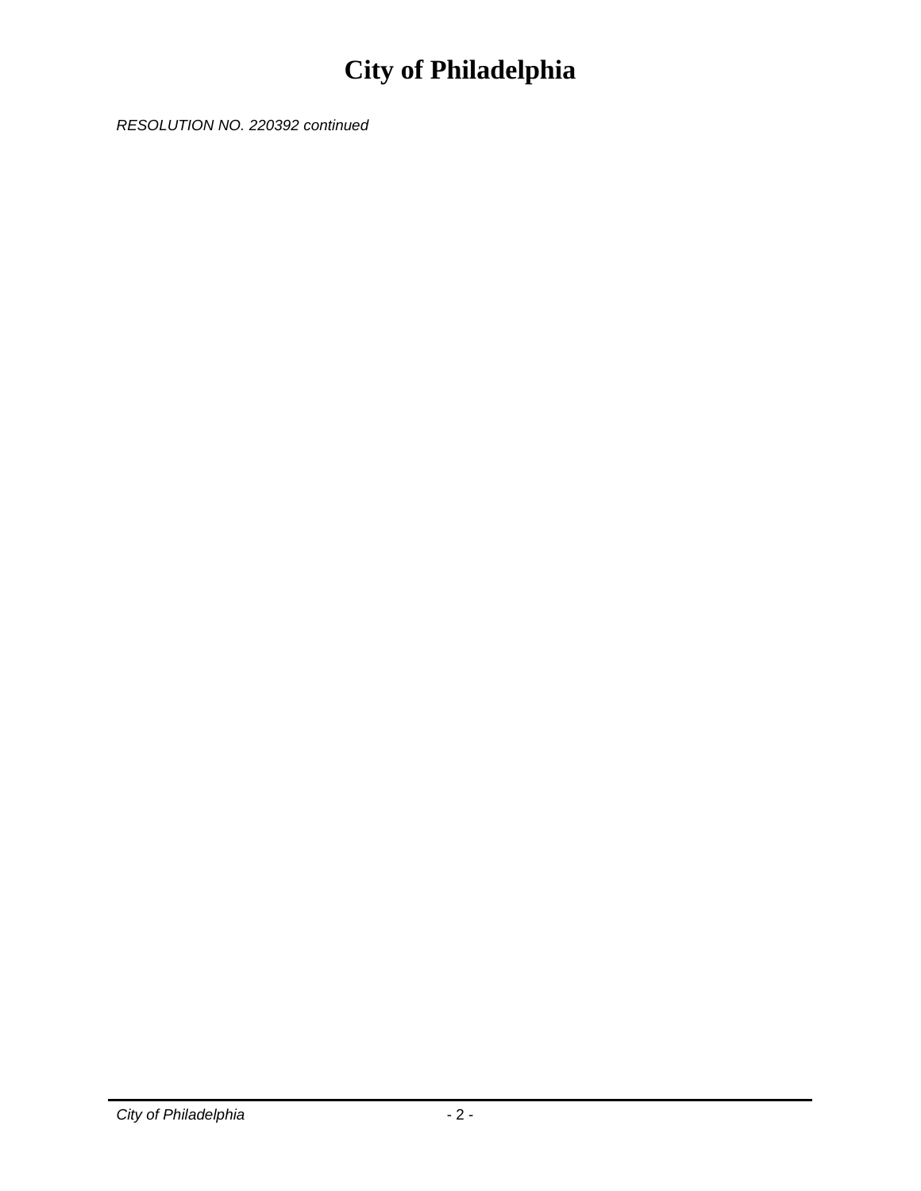*RESOLUTION NO. 220392 continued*